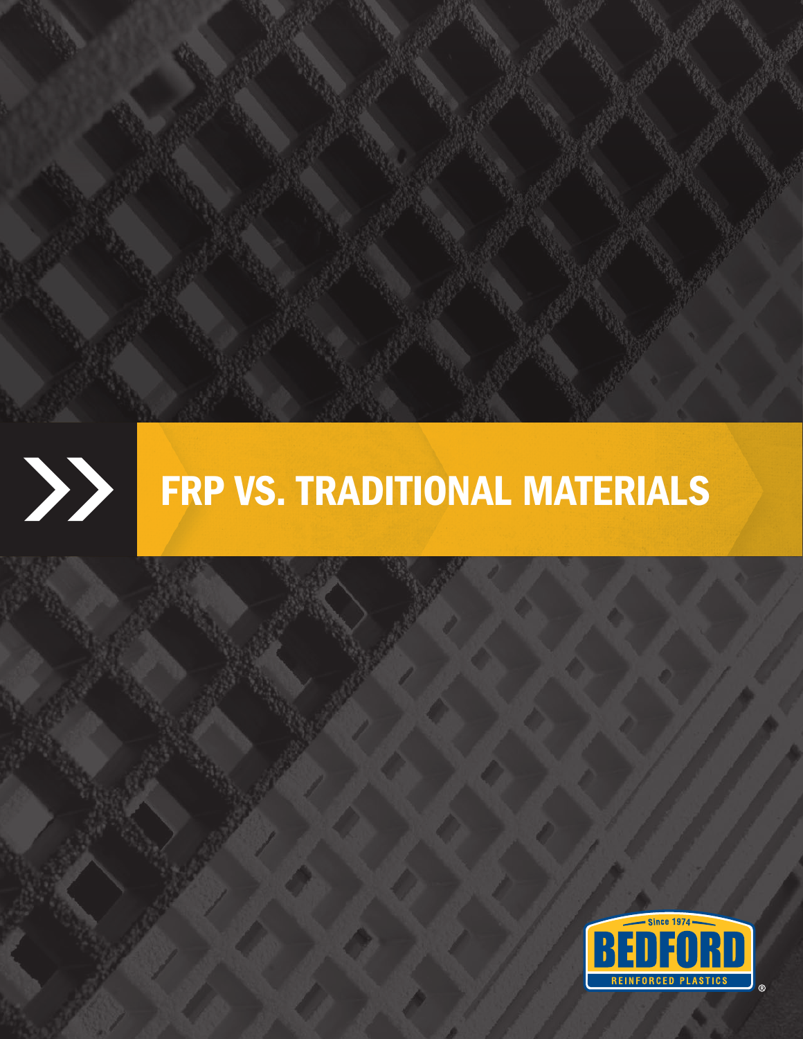# FRP VS. TRADITIONAL MATERIALS

Since 1974

BEDFORD

REINFORCED PLASTICS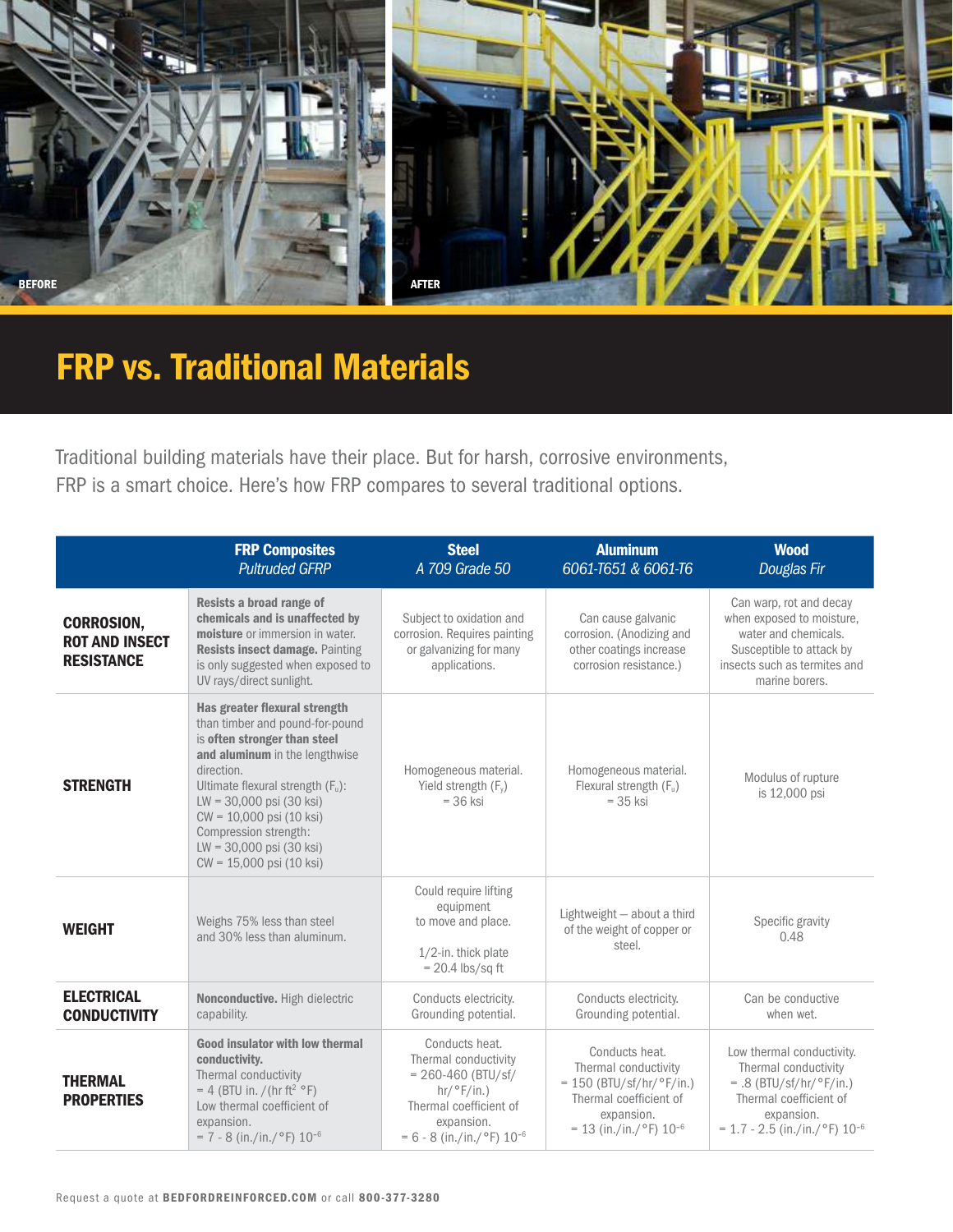BEFORE

AFTER

# FRP vs. Traditional Materials

Traditional building materials have their place. But for harsh, corrosive environments, FRP is a smart choice. Here's how FRP compares to several traditional options.

| | **FRP Composites** *Pultruded GFRP* | **Steel** *A 709 Grade 50* | **Aluminum** *6061-T651 & 6061-T6* | **Wood** *Douglas Fir* |
|---|---|---|---|---|
| **CORROSION, ROT AND INSECT RESISTANCE** | **Resists a broad range of chemicals and is unaffected by moisture** or immersion in water. **Resists insect damage.** Painting is only suggested when exposed to UV rays/direct sunlight. | Subject to oxidation and corrosion. Requires painting or galvanizing for many applications. | Can cause galvanic corrosion. (Anodizing and other coatings increase corrosion resistance.) | Can warp, rot and decay when exposed to moisture, water and chemicals. Susceptible to attack by insects such as termites and marine borers. |
| **STRENGTH** | **Has greater flexural strength** than timber and pound-for-pound is **often stronger than steel and aluminum** in the lengthwise direction. Ultimate flexural strength ($F_u$): LW = 30,000 psi (30 ksi) CW = 10,000 psi (10 ksi) Compression strength: LW = 30,000 psi (30 ksi) CW = 15,000 psi (10 ksi) | Homogeneous material. Yield strength ($F_y$) = 36 ksi | Homogeneous material. Flexural strength ($F_u$) = 35 ksi | Modulus of rupture is 12,000 psi |
| **WEIGHT** | Weighs 75% less than steel and 30% less than aluminum. | Could require lifting equipment to move and place. 1/2-in. thick plate = 20.4 lbs/sq ft | Lightweight – about a third of the weight of copper or steel. | Specific gravity 0.48 |
| **ELECTRICAL CONDUCTIVITY** | **Nonconductive.** High dielectric capability. | Conducts electricity. Grounding potential. | Conducts electricity. Grounding potential. | Can be conductive when wet. |
| **THERMAL PROPERTIES** | **Good insulator with low thermal conductivity.** Thermal conductivity = 4 (BTU in. /(hr ft$^2$ °F) Low thermal coefficient of expansion. = 7 - 8 (in./in./°F) $10^{-6}$ | Conducts heat. Thermal conductivity = 260-460 (BTU/sf/hr/°F/in.) Thermal coefficient of expansion. = 6 - 8 (in./in./°F) $10^{-6}$ | Conducts heat. Thermal conductivity = 150 (BTU/sf/hr/°F/in.) Thermal coefficient of expansion. = 13 (in./in./°F) $10^{-6}$ | Low thermal conductivity. Thermal conductivity = .8 (BTU/sf/hr/°F/in.) Thermal coefficient of expansion. = 1.7 - 2.5 (in./in./°F) $10^{-6}$ |

Request a quote at **BEDFORDREINFORCED.COM** or call **800-377-3280**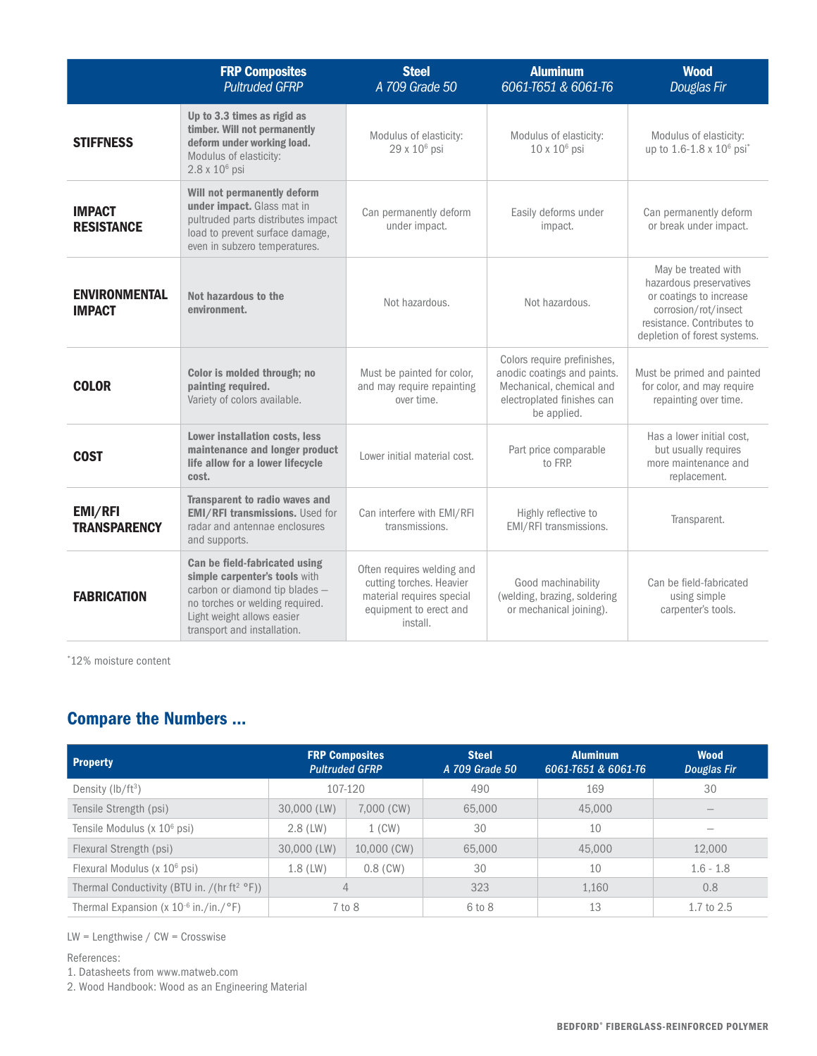| | **FRP Composites** *Pultruded GFRP* | **Steel** *A 709 Grade 50* | **Aluminum** *6061-T651 & 6061-T6* | **Wood** *Douglas Fir* |
|---|---|---|---|---|
| **STIFFNESS** | **Up to 3.3 times as rigid as timber. Will not permanently deform under working load.** Modulus of elasticity: $2.8 \times 10^6$ psi | Modulus of elasticity: $29 \times 10^6$ psi | Modulus of elasticity: $10 \times 10^6$ psi | Modulus of elasticity: up to $1.6\text{-}1.8 \times 10^6$ psi* |
| **IMPACT RESISTANCE** | **Will not permanently deform under impact.** Glass mat in pultruded parts distributes impact load to prevent surface damage, even in subzero temperatures. | Can permanently deform under impact. | Easily deforms under impact. | Can permanently deform or break under impact. |
| **ENVIRONMENTAL IMPACT** | **Not hazardous to the environment.** | Not hazardous. | Not hazardous. | May be treated with hazardous preservatives or coatings to increase corrosion/rot/insect resistance. Contributes to depletion of forest systems. |
| **COLOR** | **Color is molded through; no painting required.** Variety of colors available. | Must be painted for color, and may require repainting over time. | Colors require prefinishes, anodic coatings and paints. Mechanical, chemical and electroplated finishes can be applied. | Must be primed and painted for color, and may require repainting over time. |
| **COST** | **Lower installation costs, less maintenance and longer product life allow for a lower lifecycle cost.** | Lower initial material cost. | Part price comparable to FRP. | Has a lower initial cost, but usually requires more maintenance and replacement. |
| **EMI/RFI TRANSPARENCY** | **Transparent to radio waves and EMI/RFI transmissions.** Used for radar and antennae enclosures and supports. | Can interfere with EMI/RFI transmissions. | Highly reflective to EMI/RFI transmissions. | Transparent. |
| **FABRICATION** | **Can be field-fabricated using simple carpenter's tools** with carbon or diamond tip blades – no torches or welding required. Light weight allows easier transport and installation. | Often requires welding and cutting torches. Heavier material requires special equipment to erect and install. | Good machinability (welding, brazing, soldering or mechanical joining). | Can be field-fabricated using simple carpenter's tools. |

*12% moisture content

## Compare the Numbers ...

| Property | FRP Composites *Pultruded GFRP* | | Steel *A 709 Grade 50* | Aluminum *6061-T651 & 6061-T6* | Wood *Douglas Fir* |
|---|---|---|---|---|---|
| Density ($lb/ft^3$) | 107-120 | | 490 | 169 | 30 |
| Tensile Strength (psi) | 30,000 (LW) | 7,000 (CW) | 65,000 | 45,000 | – |
| Tensile Modulus ($\times 10^6$ psi) | 2.8 (LW) | 1 (CW) | 30 | 10 | – |
| Flexural Strength (psi) | 30,000 (LW) | 10,000 (CW) | 65,000 | 45,000 | 12,000 |
| Flexural Modulus ($\times 10^6$ psi) | 1.8 (LW) | 0.8 (CW) | 30 | 10 | 1.6 - 1.8 |
| Thermal Conductivity (BTU in. /(hr $ft^2$ °F)) | 4 | | 323 | 1,160 | 0.8 |
| Thermal Expansion ($\times 10^{-6}$ in./in./°F) | 7 to 8 | | 6 to 8 | 13 | 1.7 to 2.5 |

LW = Lengthwise / CW = Crosswise

References:
1. Datasheets from www.matweb.com
2. Wood Handbook: Wood as an Engineering Material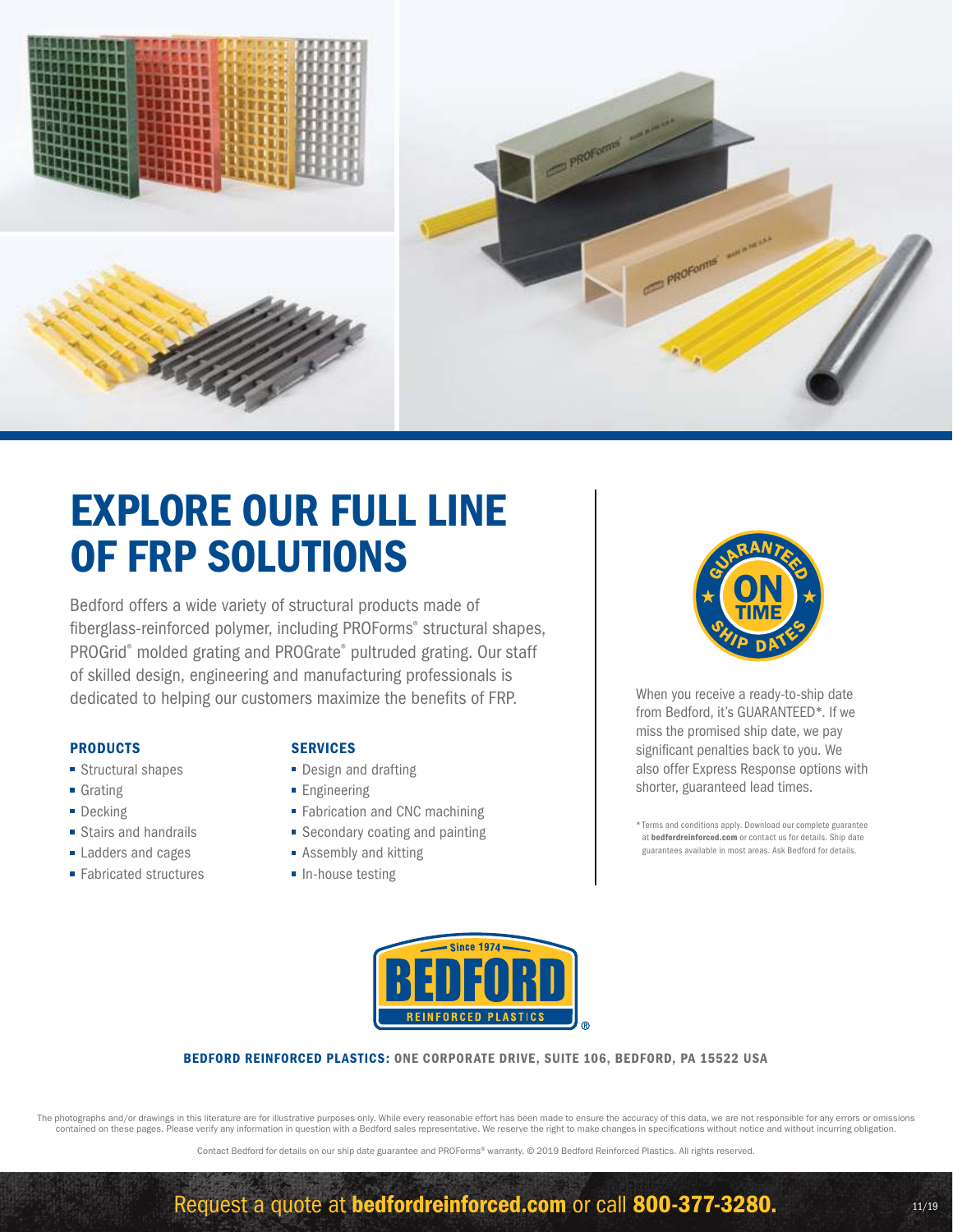# EXPLORE OUR FULL LINE OF FRP SOLUTIONS

Bedford offers a wide variety of structural products made of fiberglass-reinforced polymer, including PROForms® structural shapes, PROGrid® molded grating and PROGrate® pultruded grating. Our staff of skilled design, engineering and manufacturing professionals is dedicated to helping our customers maximize the benefits of FRP.

### PRODUCTS

- Structural shapes
- Grating
- Decking
- Stairs and handrails
- Ladders and cages
- Fabricated structures

### SERVICES

- Design and drafting
- Engineering
- Fabrication and CNC machining
- Secondary coating and painting
- Assembly and kitting
- In-house testing

GUARANTEED ON TIME SHIP DATES

When you receive a ready-to-ship date from Bedford, it's GUARANTEED*. If we miss the promised ship date, we pay significant penalties back to you. We also offer Express Response options with shorter, guaranteed lead times.

*Terms and conditions apply. Download our complete guarantee at **bedfordreinforced.com** or contact us for details. Ship date guarantees available in most areas. Ask Bedford for details.

Since 1974 BEDFORD REINFORCED PLASTICS®

**BEDFORD REINFORCED PLASTICS:** ONE CORPORATE DRIVE, SUITE 106, BEDFORD, PA 15522 USA

The photographs and/or drawings in this literature are for illustrative purposes only. While every reasonable effort has been made to ensure the accuracy of this data, we are not responsible for any errors or omissions contained on these pages. Please verify any information in question with a Bedford sales representative. We reserve the right to make changes in specifications without notice and without incurring obligation.

Contact Bedford for details on our ship date guarantee and PROForms® warranty. © 2019 Bedford Reinforced Plastics. All rights reserved.

Request a quote at **bedfordreinforced.com** or call **800-377-3280.**

11/19